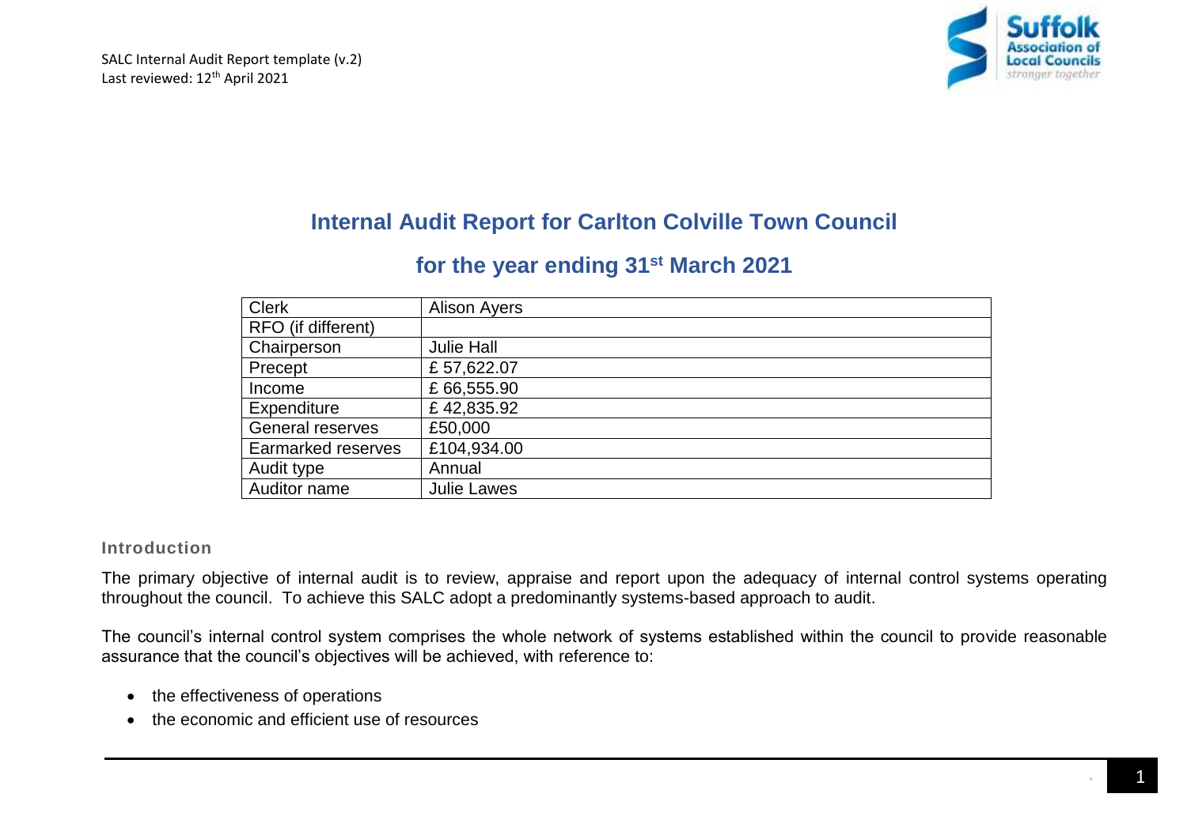# Internal Audit Report for Carlton Colville Town Council

## for the year ending 31st March 2021

| Clerk | Alison Ayers |
|---|---|
| RFO (if different) | |
| Chairperson | Julie Hall |
| Precept | £ 57,622.07 |
| Income | £ 66,555.90 |
| Expenditure | £ 42,835.92 |
| General reserves | £50,000 |
| Earmarked reserves | £104,934.00 |
| Audit type | Annual |
| Auditor name | Julie Lawes |

### Introduction

The primary objective of internal audit is to review, appraise and report upon the adequacy of internal control systems operating throughout the council. To achieve this SALC adopt a predominantly systems-based approach to audit.

The council's internal control system comprises the whole network of systems established within the council to provide reasonable assurance that the council's objectives will be achieved, with reference to:

- the effectiveness of operations
- the economic and efficient use of resources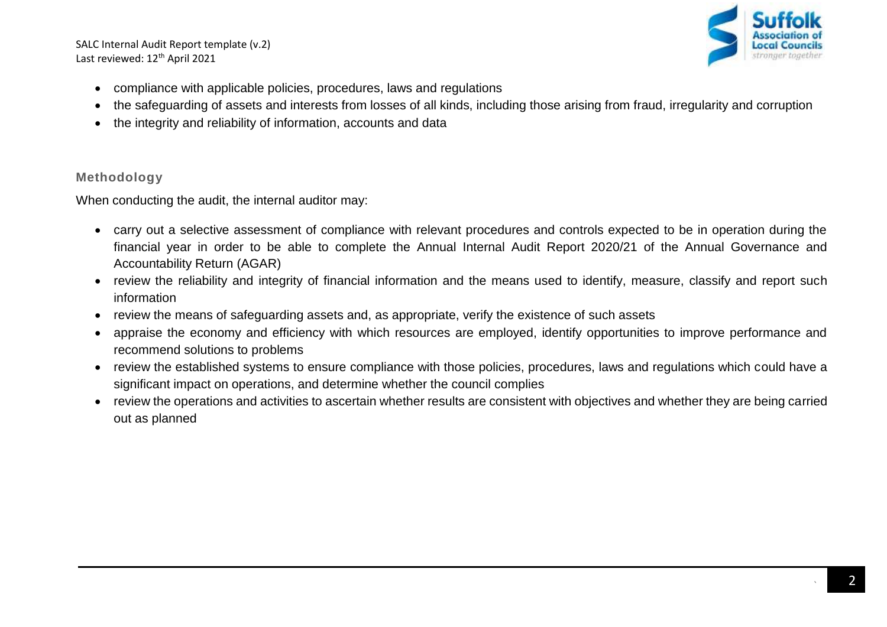- compliance with applicable policies, procedures, laws and regulations
- the safeguarding of assets and interests from losses of all kinds, including those arising from fraud, irregularity and corruption
- the integrity and reliability of information, accounts and data

### Methodology

When conducting the audit, the internal auditor may:

- carry out a selective assessment of compliance with relevant procedures and controls expected to be in operation during the financial year in order to be able to complete the Annual Internal Audit Report 2020/21 of the Annual Governance and Accountability Return (AGAR)
- review the reliability and integrity of financial information and the means used to identify, measure, classify and report such information
- review the means of safeguarding assets and, as appropriate, verify the existence of such assets
- appraise the economy and efficiency with which resources are employed, identify opportunities to improve performance and recommend solutions to problems
- review the established systems to ensure compliance with those policies, procedures, laws and regulations which could have a significant impact on operations, and determine whether the council complies
- review the operations and activities to ascertain whether results are consistent with objectives and whether they are being carried out as planned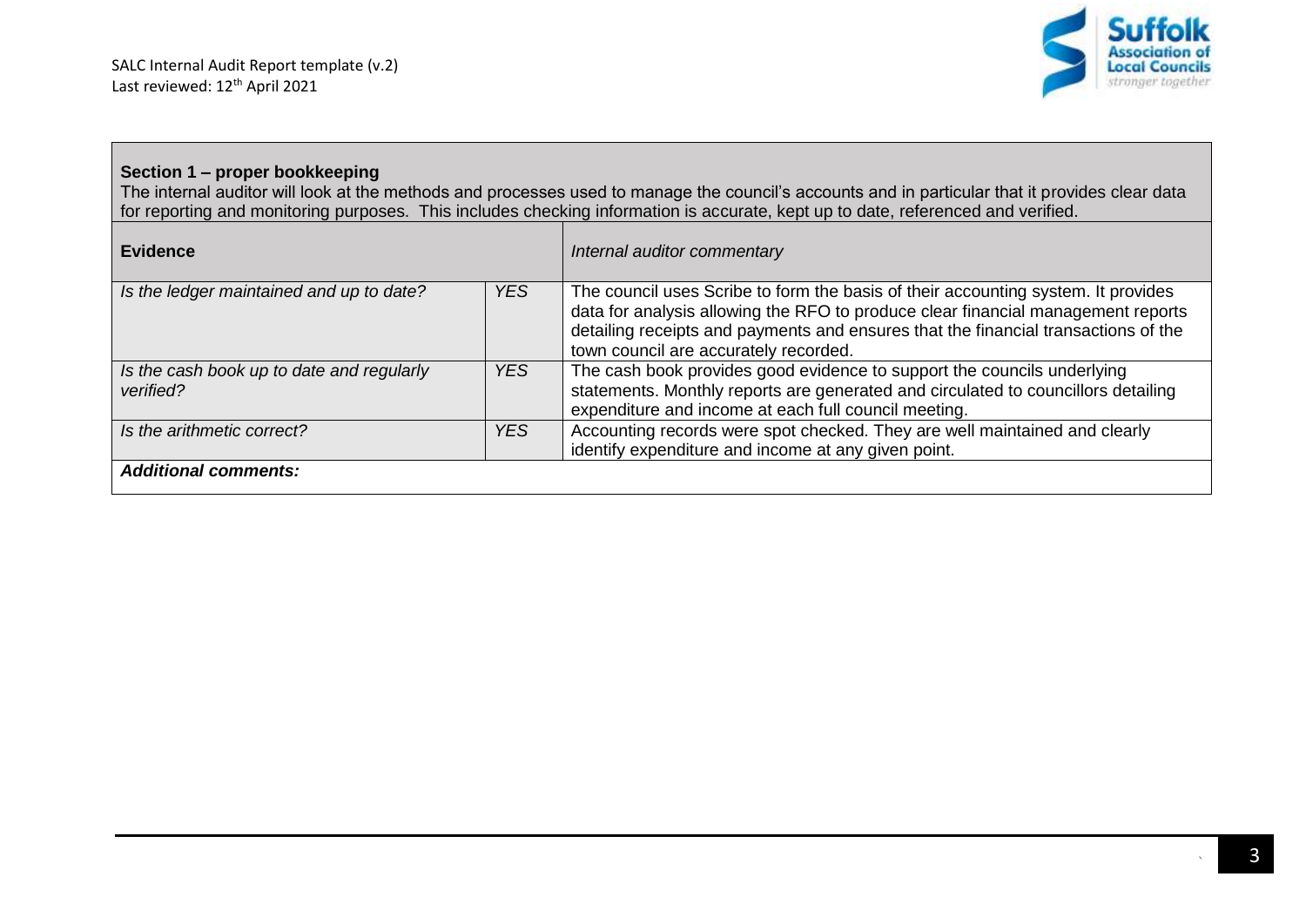**Section 1 – proper bookkeeping**

The internal auditor will look at the methods and processes used to manage the council's accounts and in particular that it provides clear data for reporting and monitoring purposes. This includes checking information is accurate, kept up to date, referenced and verified.

| **Evidence** | | *Internal auditor commentary* |
|---|---|---|
| *Is the ledger maintained and up to date?* | *YES* | The council uses Scribe to form the basis of their accounting system. It provides data for analysis allowing the RFO to produce clear financial management reports detailing receipts and payments and ensures that the financial transactions of the town council are accurately recorded. |
| *Is the cash book up to date and regularly verified?* | *YES* | The cash book provides good evidence to support the councils underlying statements. Monthly reports are generated and circulated to councillors detailing expenditure and income at each full council meeting. |
| *Is the arithmetic correct?* | *YES* | Accounting records were spot checked. They are well maintained and clearly identify expenditure and income at any given point. |
| ***Additional comments:*** | | |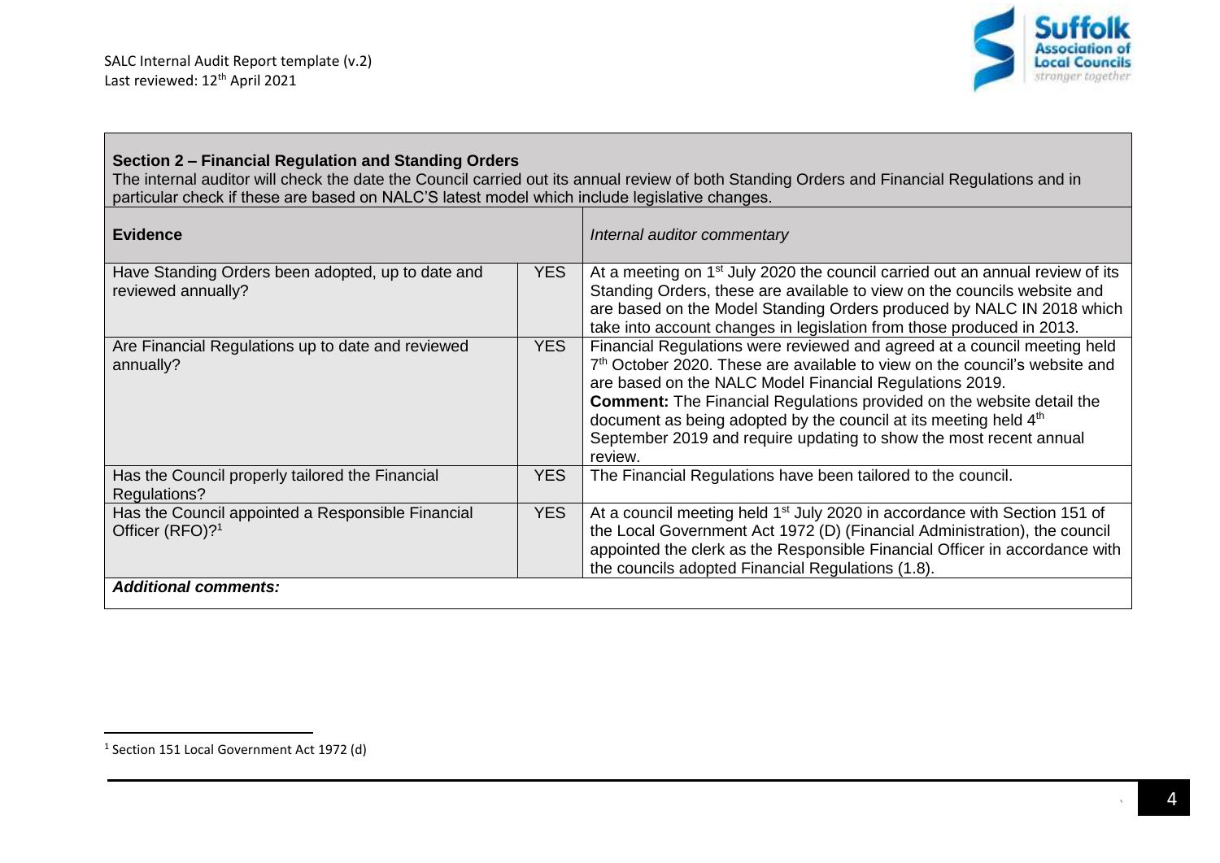**Section 2 – Financial Regulation and Standing Orders**

The internal auditor will check the date the Council carried out its annual review of both Standing Orders and Financial Regulations and in particular check if these are based on NALC'S latest model which include legislative changes.

| **Evidence** | | *Internal auditor commentary* |
|---|---|---|
| Have Standing Orders been adopted, up to date and reviewed annually? | YES | At a meeting on 1st July 2020 the council carried out an annual review of its Standing Orders, these are available to view on the councils website and are based on the Model Standing Orders produced by NALC IN 2018 which take into account changes in legislation from those produced in 2013. |
| Are Financial Regulations up to date and reviewed annually? | YES | Financial Regulations were reviewed and agreed at a council meeting held 7th October 2020. These are available to view on the council's website and are based on the NALC Model Financial Regulations 2019. **Comment:** The Financial Regulations provided on the website detail the document as being adopted by the council at its meeting held 4th September 2019 and require updating to show the most recent annual review. |
| Has the Council properly tailored the Financial Regulations? | YES | The Financial Regulations have been tailored to the council. |
| Has the Council appointed a Responsible Financial Officer (RFO)?[1] | YES | At a council meeting held 1st July 2020 in accordance with Section 151 of the Local Government Act 1972 (D) (Financial Administration), the council appointed the clerk as the Responsible Financial Officer in accordance with the councils adopted Financial Regulations (1.8). |
| ***Additional comments:*** | | |

[1] Section 151 Local Government Act 1972 (d)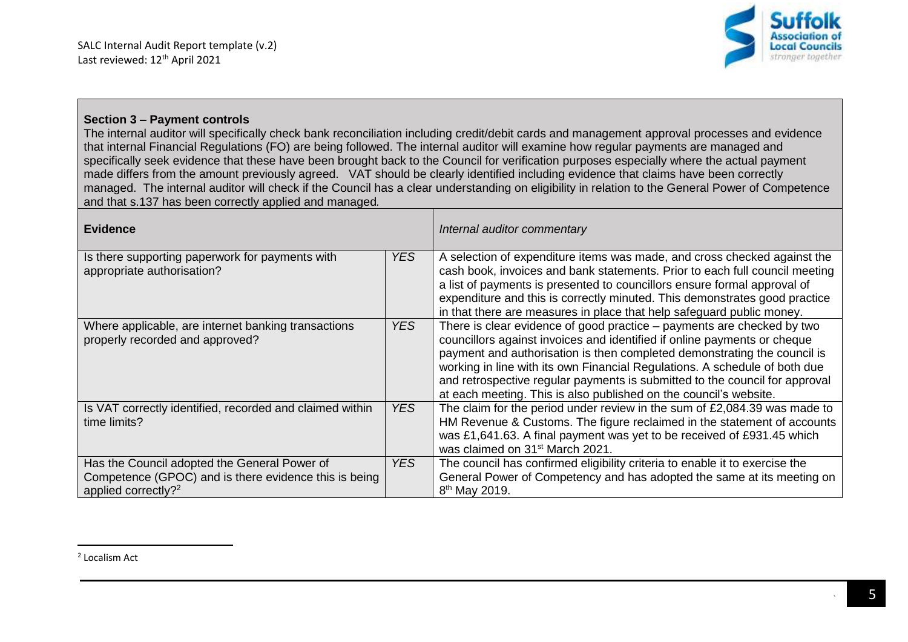**Section 3 – Payment controls**

The internal auditor will specifically check bank reconciliation including credit/debit cards and management approval processes and evidence that internal Financial Regulations (FO) are being followed. The internal auditor will examine how regular payments are managed and specifically seek evidence that these have been brought back to the Council for verification purposes especially where the actual payment made differs from the amount previously agreed. VAT should be clearly identified including evidence that claims have been correctly managed. The internal auditor will check if the Council has a clear understanding on eligibility in relation to the General Power of Competence and that s.137 has been correctly applied and managed.

| **Evidence** | | *Internal auditor commentary* |
|---|---|---|
| Is there supporting paperwork for payments with appropriate authorisation? | *YES* | A selection of expenditure items was made, and cross checked against the cash book, invoices and bank statements. Prior to each full council meeting a list of payments is presented to councillors ensure formal approval of expenditure and this is correctly minuted. This demonstrates good practice in that there are measures in place that help safeguard public money. |
| Where applicable, are internet banking transactions properly recorded and approved? | *YES* | There is clear evidence of good practice – payments are checked by two councillors against invoices and identified if online payments or cheque payment and authorisation is then completed demonstrating the council is working in line with its own Financial Regulations. A schedule of both due and retrospective regular payments is submitted to the council for approval at each meeting. This is also published on the council's website. |
| Is VAT correctly identified, recorded and claimed within time limits? | *YES* | The claim for the period under review in the sum of £2,084.39 was made to HM Revenue & Customs. The figure reclaimed in the statement of accounts was £1,641.63. A final payment was yet to be received of £931.45 which was claimed on 31st March 2021. |
| Has the Council adopted the General Power of Competence (GPOC) and is there evidence this is being applied correctly?[2] | *YES* | The council has confirmed eligibility criteria to enable it to exercise the General Power of Competency and has adopted the same at its meeting on 8th May 2019. |

[2] Localism Act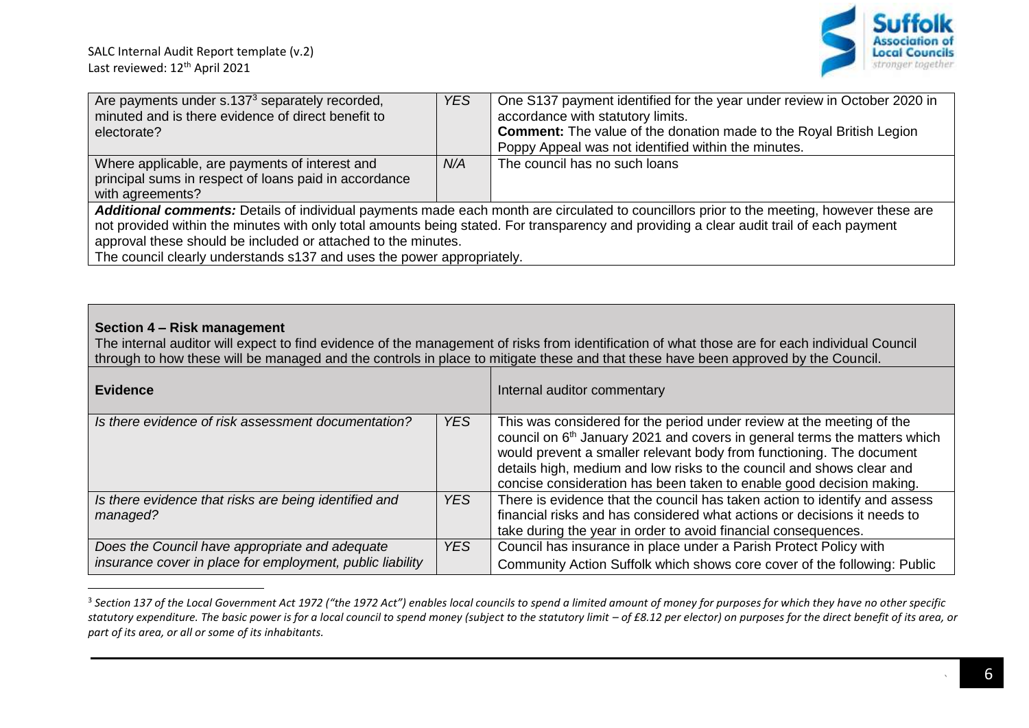| | | |
|---|---|---|
| Are payments under s.137[3] separately recorded, minuted and is there evidence of direct benefit to electorate? | *YES* | One S137 payment identified for the year under review in October 2020 in accordance with statutory limits.<br>**Comment:** The value of the donation made to the Royal British Legion Poppy Appeal was not identified within the minutes. |
| Where applicable, are payments of interest and principal sums in respect of loans paid in accordance with agreements? | *N/A* | The council has no such loans |

***Additional comments:*** Details of individual payments made each month are circulated to councillors prior to the meeting, however these are not provided within the minutes with only total amounts being stated. For transparency and providing a clear audit trail of each payment approval these should be included or attached to the minutes.
The council clearly understands s137 and uses the power appropriately.

## Section 4 – Risk management

The internal auditor will expect to find evidence of the management of risks from identification of what those are for each individual Council through to how these will be managed and the controls in place to mitigate these and that these have been approved by the Council.

| **Evidence** | | Internal auditor commentary |
|---|---|---|
| *Is there evidence of risk assessment documentation?* | *YES* | This was considered for the period under review at the meeting of the council on 6th January 2021 and covers in general terms the matters which would prevent a smaller relevant body from functioning. The document details high, medium and low risks to the council and shows clear and concise consideration has been taken to enable good decision making. |
| *Is there evidence that risks are being identified and managed?* | *YES* | There is evidence that the council has taken action to identify and assess financial risks and has considered what actions or decisions it needs to take during the year in order to avoid financial consequences. |
| *Does the Council have appropriate and adequate insurance cover in place for employment, public liability* | *YES* | Council has insurance in place under a Parish Protect Policy with Community Action Suffolk which shows core cover of the following: Public |

[3] *Section 137 of the Local Government Act 1972 ("the 1972 Act") enables local councils to spend a limited amount of money for purposes for which they have no other specific statutory expenditure. The basic power is for a local council to spend money (subject to the statutory limit – of £8.12 per elector) on purposes for the direct benefit of its area, or part of its area, or all or some of its inhabitants.*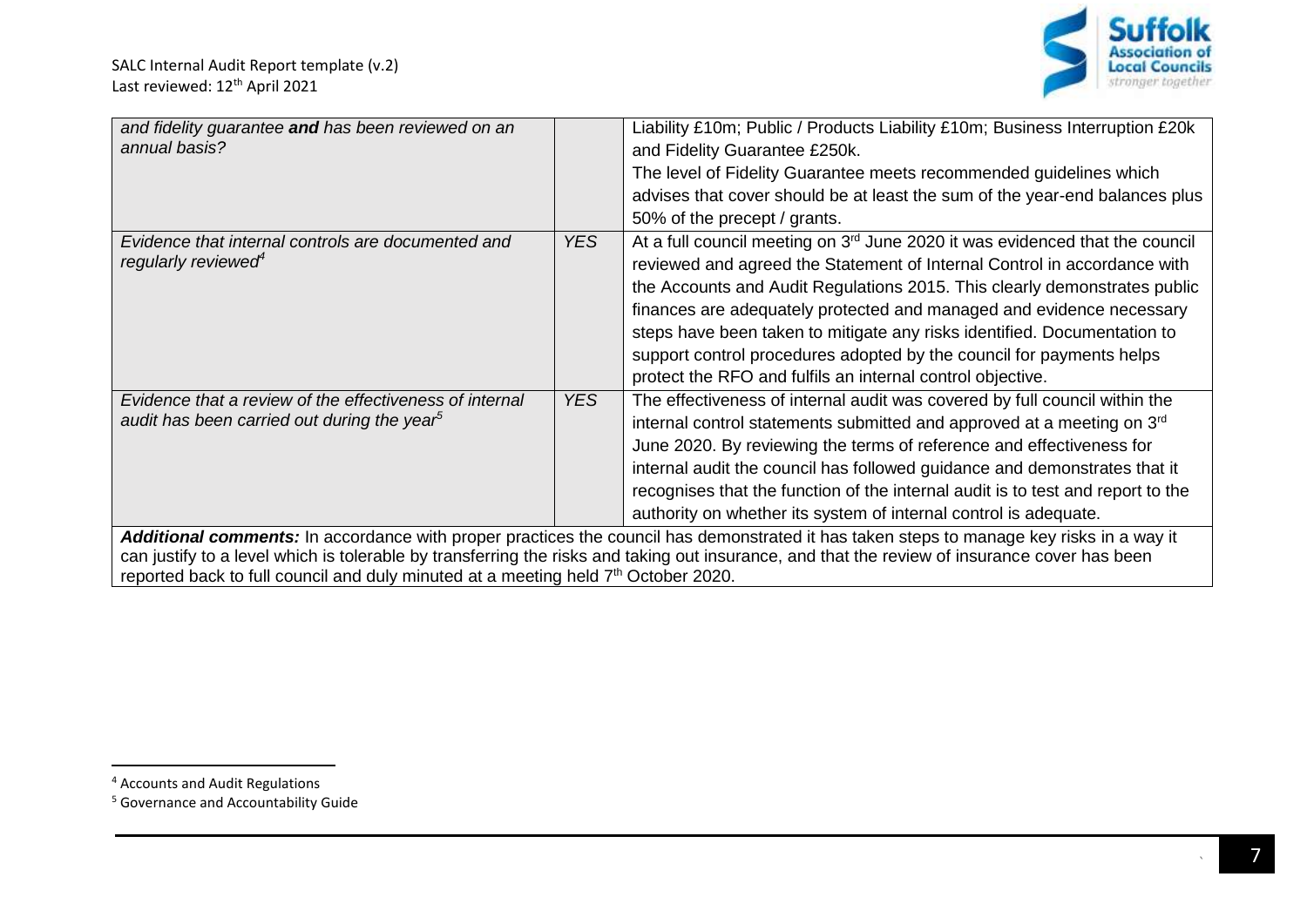| | | |
|---|---|---|
| *and fidelity guarantee **and** has been reviewed on an annual basis?* | | Liability £10m; Public / Products Liability £10m; Business Interruption £20k and Fidelity Guarantee £250k.<br>The level of Fidelity Guarantee meets recommended guidelines which advises that cover should be at least the sum of the year-end balances plus 50% of the precept / grants. |
| *Evidence that internal controls are documented and regularly reviewed*[4] | *YES* | At a full council meeting on 3rd June 2020 it was evidenced that the council reviewed and agreed the Statement of Internal Control in accordance with the Accounts and Audit Regulations 2015. This clearly demonstrates public finances are adequately protected and managed and evidence necessary steps have been taken to mitigate any risks identified. Documentation to support control procedures adopted by the council for payments helps protect the RFO and fulfils an internal control objective. |
| *Evidence that a review of the effectiveness of internal audit has been carried out during the year*[5] | *YES* | The effectiveness of internal audit was covered by full council within the internal control statements submitted and approved at a meeting on 3rd June 2020. By reviewing the terms of reference and effectiveness for internal audit the council has followed guidance and demonstrates that it recognises that the function of the internal audit is to test and report to the authority on whether its system of internal control is adequate. |
| ***Additional comments:*** In accordance with proper practices the council has demonstrated it has taken steps to manage key risks in a way it can justify to a level which is tolerable by transferring the risks and taking out insurance, and that the review of insurance cover has been reported back to full council and duly minuted at a meeting held 7th October 2020. | | |

[4] Accounts and Audit Regulations

[5] Governance and Accountability Guide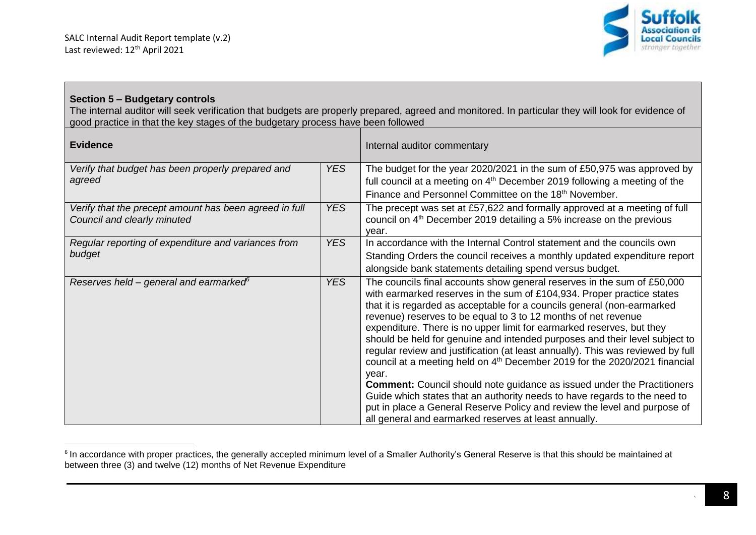**Section 5 – Budgetary controls**

The internal auditor will seek verification that budgets are properly prepared, agreed and monitored. In particular they will look for evidence of good practice in that the key stages of the budgetary process have been followed

| Evidence | | Internal auditor commentary |
|---|---|---|
| *Verify that budget has been properly prepared and agreed* | *YES* | The budget for the year 2020/2021 in the sum of £50,975 was approved by full council at a meeting on 4th December 2019 following a meeting of the Finance and Personnel Committee on the 18th November. |
| *Verify that the precept amount has been agreed in full Council and clearly minuted* | *YES* | The precept was set at £57,622 and formally approved at a meeting of full council on 4th December 2019 detailing a 5% increase on the previous year. |
| *Regular reporting of expenditure and variances from budget* | *YES* | In accordance with the Internal Control statement and the councils own Standing Orders the council receives a monthly updated expenditure report alongside bank statements detailing spend versus budget. |
| *Reserves held – general and earmarked*[6] | *YES* | The councils final accounts show general reserves in the sum of £50,000 with earmarked reserves in the sum of £104,934. Proper practice states that it is regarded as acceptable for a councils general (non-earmarked revenue) reserves to be equal to 3 to 12 months of net revenue expenditure. There is no upper limit for earmarked reserves, but they should be held for genuine and intended purposes and their level subject to regular review and justification (at least annually). This was reviewed by full council at a meeting held on 4th December 2019 for the 2020/2021 financial year. **Comment:** Council should note guidance as issued under the Practitioners Guide which states that an authority needs to have regards to the need to put in place a General Reserve Policy and review the level and purpose of all general and earmarked reserves at least annually. |

[6] In accordance with proper practices, the generally accepted minimum level of a Smaller Authority's General Reserve is that this should be maintained at between three (3) and twelve (12) months of Net Revenue Expenditure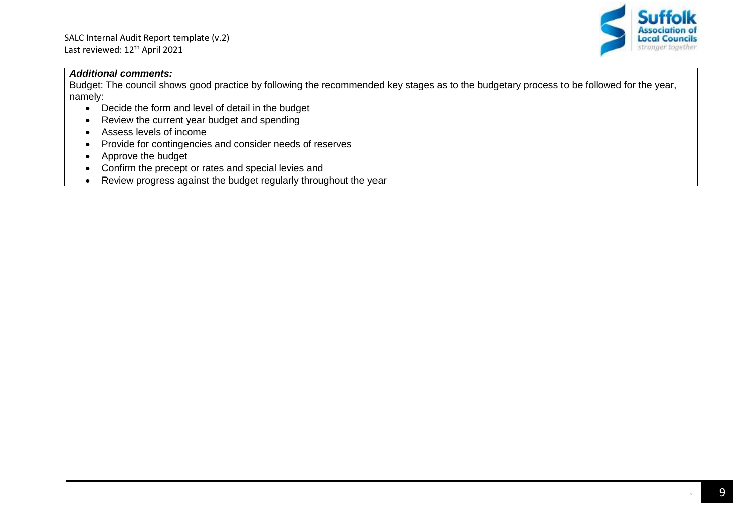***Additional comments:***

Budget: The council shows good practice by following the recommended key stages as to the budgetary process to be followed for the year, namely:

- Decide the form and level of detail in the budget
- Review the current year budget and spending
- Assess levels of income
- Provide for contingencies and consider needs of reserves
- Approve the budget
- Confirm the precept or rates and special levies and
- Review progress against the budget regularly throughout the year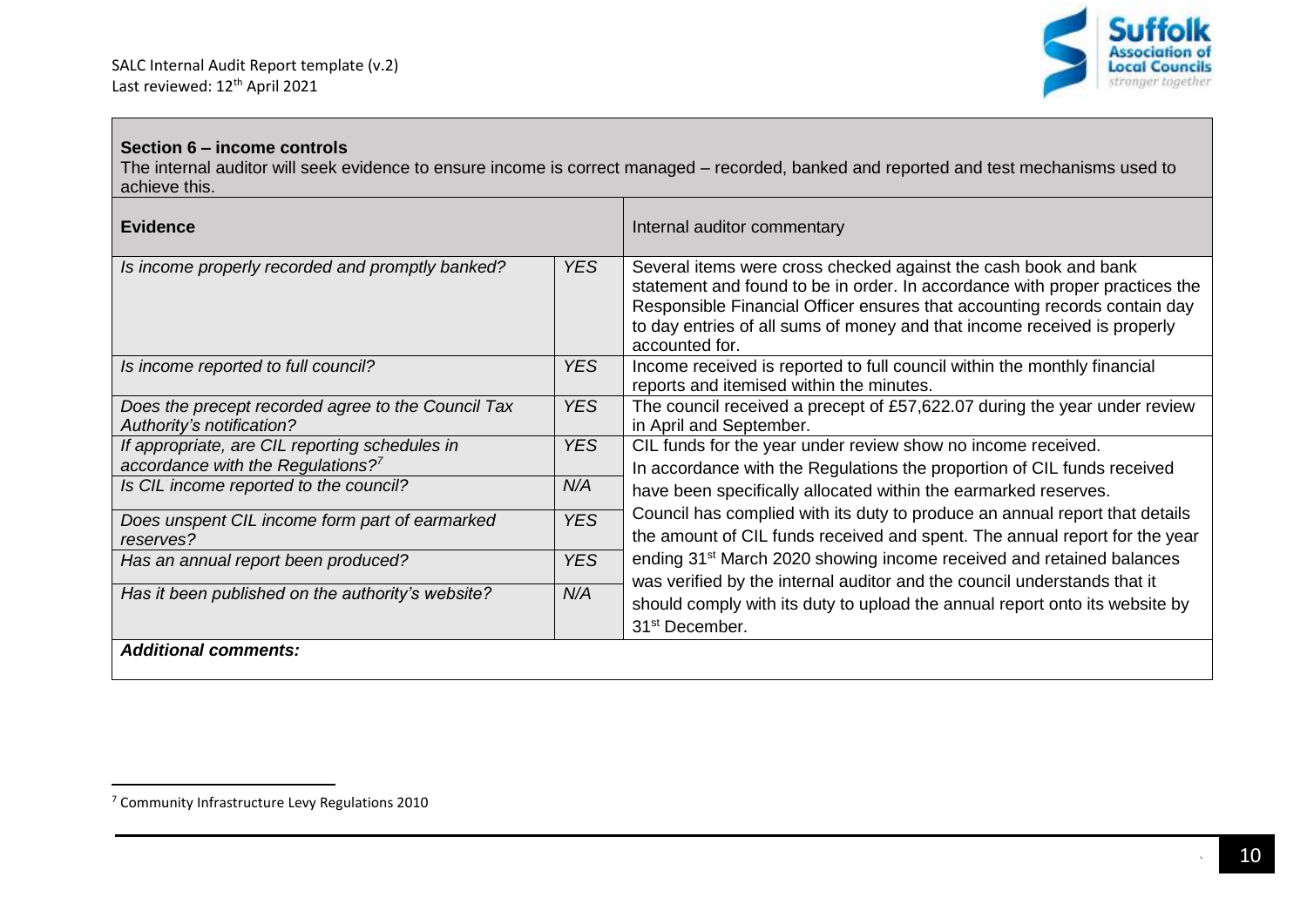**Section 6 – income controls**

The internal auditor will seek evidence to ensure income is correct managed – recorded, banked and reported and test mechanisms used to achieve this.

| **Evidence** | | Internal auditor commentary |
|---|---|---|
| *Is income properly recorded and promptly banked?* | *YES* | Several items were cross checked against the cash book and bank statement and found to be in order. In accordance with proper practices the Responsible Financial Officer ensures that accounting records contain day to day entries of all sums of money and that income received is properly accounted for. |
| *Is income reported to full council?* | *YES* | Income received is reported to full council within the monthly financial reports and itemised within the minutes. |
| *Does the precept recorded agree to the Council Tax Authority's notification?* | *YES* | The council received a precept of £57,622.07 during the year under review in April and September. |
| *If appropriate, are CIL reporting schedules in accordance with the Regulations?*[7] | *YES* | CIL funds for the year under review show no income received. In accordance with the Regulations the proportion of CIL funds received have been specifically allocated within the earmarked reserves. Council has complied with its duty to produce an annual report that details the amount of CIL funds received and spent. The annual report for the year ending 31st March 2020 showing income received and retained balances was verified by the internal auditor and the council understands that it should comply with its duty to upload the annual report onto its website by 31st December. |
| *Is CIL income reported to the council?* | *N/A* | |
| *Does unspent CIL income form part of earmarked reserves?* | *YES* | |
| *Has an annual report been produced?* | *YES* | |
| *Has it been published on the authority's website?* | *N/A* | |

***Additional comments:***

[7] Community Infrastructure Levy Regulations 2010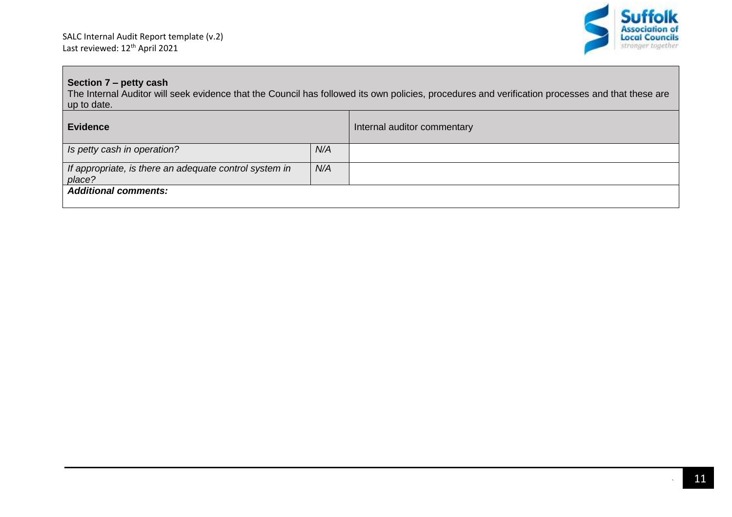| **Section 7 – petty cash**<br>The Internal Auditor will seek evidence that the Council has followed its own policies, procedures and verification processes and that these are up to date. | | |
|---|---|---|
| **Evidence** | | Internal auditor commentary |
| *Is petty cash in operation?* | *N/A* | |
| *If appropriate, is there an adequate control system in place?* | *N/A* | |
| ***Additional comments:*** | | |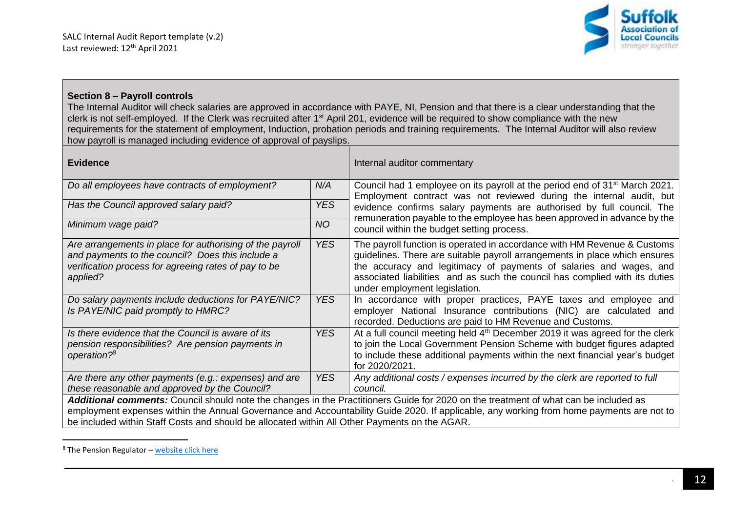**Section 8 – Payroll controls**

The Internal Auditor will check salaries are approved in accordance with PAYE, NI, Pension and that there is a clear understanding that the clerk is not self-employed. If the Clerk was recruited after 1st April 201, evidence will be required to show compliance with the new requirements for the statement of employment, Induction, probation periods and training requirements. The Internal Auditor will also review how payroll is managed including evidence of approval of payslips.

| **Evidence** | | Internal auditor commentary |
|---|---|---|
| *Do all employees have contracts of employment?* | *N/A* | Council had 1 employee on its payroll at the period end of 31st March 2021. Employment contract was not reviewed during the internal audit, but evidence confirms salary payments are authorised by full council. The remuneration payable to the employee has been approved in advance by the council within the budget setting process. |
| *Has the Council approved salary paid?* | *YES* | |
| *Minimum wage paid?* | *NO* | |
| *Are arrangements in place for authorising of the payroll and payments to the council? Does this include a verification process for agreeing rates of pay to be applied?* | *YES* | The payroll function is operated in accordance with HM Revenue & Customs guidelines. There are suitable payroll arrangements in place which ensures the accuracy and legitimacy of payments of salaries and wages, and associated liabilities and as such the council has complied with its duties under employment legislation. |
| *Do salary payments include deductions for PAYE/NIC? Is PAYE/NIC paid promptly to HMRC?* | *YES* | In accordance with proper practices, PAYE taxes and employee and employer National Insurance contributions (NIC) are calculated and recorded. Deductions are paid to HM Revenue and Customs. |
| *Is there evidence that the Council is aware of its pension responsibilities? Are pension payments in operation?[8]* | *YES* | At a full council meeting held 4th December 2019 it was agreed for the clerk to join the Local Government Pension Scheme with budget figures adapted to include these additional payments within the next financial year's budget for 2020/2021. |
| *Are there any other payments (e.g.: expenses) and are these reasonable and approved by the Council?* | *YES* | *Any additional costs / expenses incurred by the clerk are reported to full council.* |

***Additional comments:*** Council should note the changes in the Practitioners Guide for 2020 on the treatment of what can be included as employment expenses within the Annual Governance and Accountability Guide 2020. If applicable, any working from home payments are not to be included within Staff Costs and should be allocated within All Other Payments on the AGAR.

[8] The Pension Regulator – website click here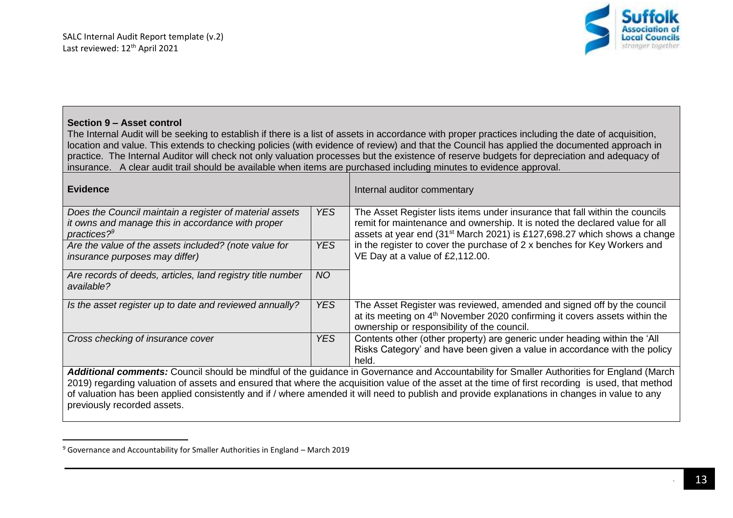**Section 9 – Asset control**

The Internal Audit will be seeking to establish if there is a list of assets in accordance with proper practices including the date of acquisition, location and value. This extends to checking policies (with evidence of review) and that the Council has applied the documented approach in practice. The Internal Auditor will check not only valuation processes but the existence of reserve budgets for depreciation and adequacy of insurance. A clear audit trail should be available when items are purchased including minutes to evidence approval.

| **Evidence** | | Internal auditor commentary |
|---|---|---|
| *Does the Council maintain a register of material assets it owns and manage this in accordance with proper practices?*[9] | *YES* | The Asset Register lists items under insurance that fall within the councils remit for maintenance and ownership. It is noted the declared value for all assets at year end (31st March 2021) is £127,698.27 which shows a change in the register to cover the purchase of 2 x benches for Key Workers and VE Day at a value of £2,112.00. |
| *Are the value of the assets included? (note value for insurance purposes may differ)* | *YES* | |
| *Are records of deeds, articles, land registry title number available?* | *NO* | |
| *Is the asset register up to date and reviewed annually?* | *YES* | The Asset Register was reviewed, amended and signed off by the council at its meeting on 4th November 2020 confirming it covers assets within the ownership or responsibility of the council. |
| *Cross checking of insurance cover* | *YES* | Contents other (other property) are generic under heading within the 'All Risks Category' and have been given a value in accordance with the policy held. |

***Additional comments:*** Council should be mindful of the guidance in Governance and Accountability for Smaller Authorities for England (March 2019) regarding valuation of assets and ensured that where the acquisition value of the asset at the time of first recording is used, that method of valuation has been applied consistently and if / where amended it will need to publish and provide explanations in changes in value to any previously recorded assets.

[9] Governance and Accountability for Smaller Authorities in England – March 2019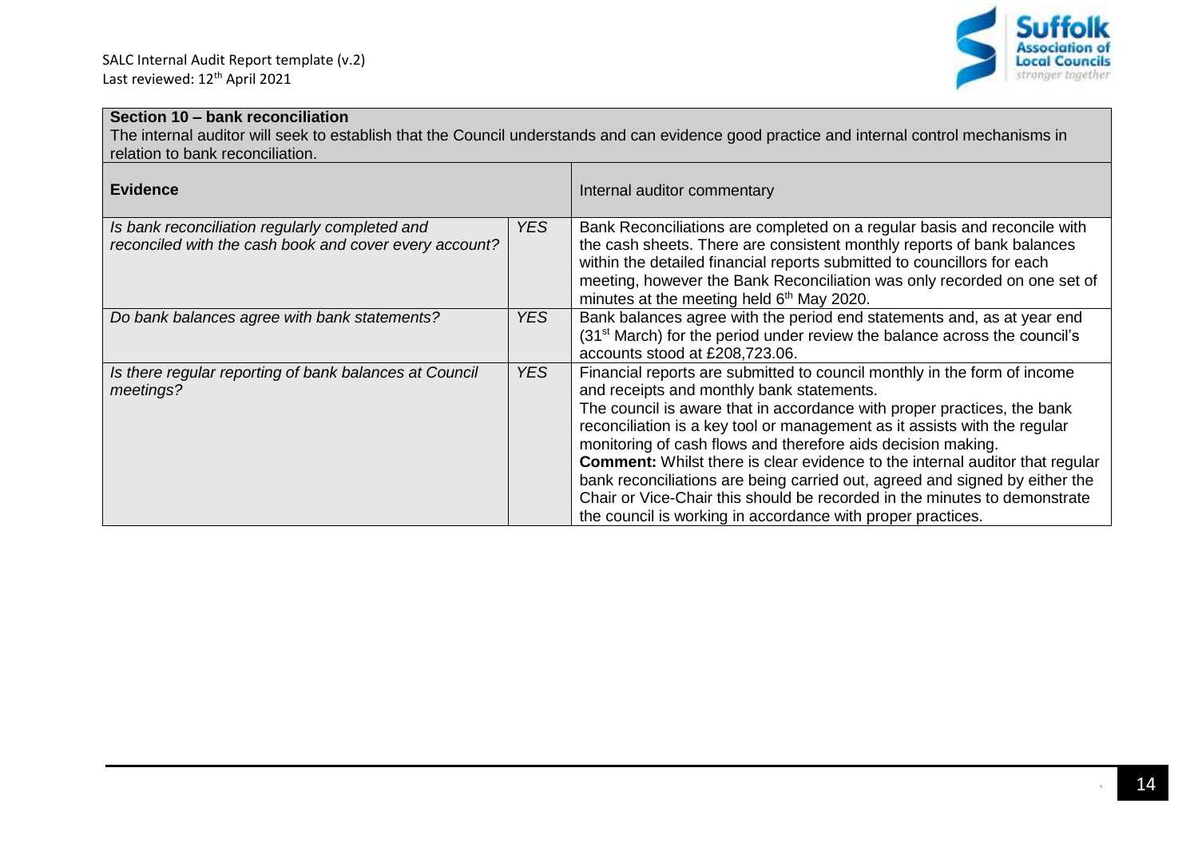## Section 10 – bank reconciliation

The internal auditor will seek to establish that the Council understands and can evidence good practice and internal control mechanisms in relation to bank reconciliation.

| Evidence | | Internal auditor commentary |
|---|---|---|
| *Is bank reconciliation regularly completed and reconciled with the cash book and cover every account?* | *YES* | Bank Reconciliations are completed on a regular basis and reconcile with the cash sheets. There are consistent monthly reports of bank balances within the detailed financial reports submitted to councillors for each meeting, however the Bank Reconciliation was only recorded on one set of minutes at the meeting held 6th May 2020. |
| *Do bank balances agree with bank statements?* | *YES* | Bank balances agree with the period end statements and, as at year end (31st March) for the period under review the balance across the council's accounts stood at £208,723.06. |
| *Is there regular reporting of bank balances at Council meetings?* | *YES* | Financial reports are submitted to council monthly in the form of income and receipts and monthly bank statements.<br>The council is aware that in accordance with proper practices, the bank reconciliation is a key tool or management as it assists with the regular monitoring of cash flows and therefore aids decision making.<br>**Comment:** Whilst there is clear evidence to the internal auditor that regular bank reconciliations are being carried out, agreed and signed by either the Chair or Vice-Chair this should be recorded in the minutes to demonstrate the council is working in accordance with proper practices. |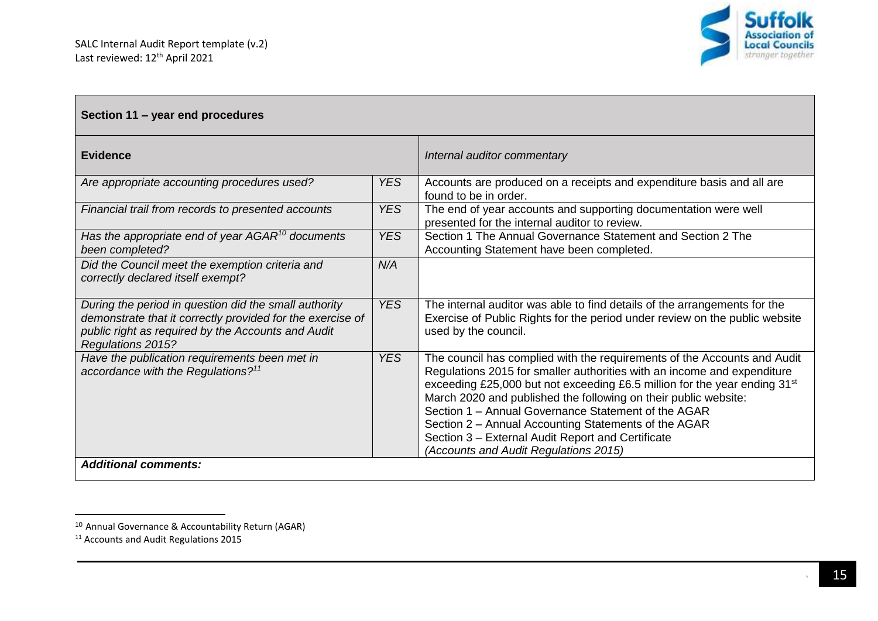| Section 11 – year end procedures | | |
| --- | --- | --- |
| **Evidence** | | *Internal auditor commentary* |
| *Are appropriate accounting procedures used?* | *YES* | Accounts are produced on a receipts and expenditure basis and all are found to be in order. |
| *Financial trail from records to presented accounts* | *YES* | The end of year accounts and supporting documentation were well presented for the internal auditor to review. |
| *Has the appropriate end of year AGAR[10] documents been completed?* | *YES* | Section 1 The Annual Governance Statement and Section 2 The Accounting Statement have been completed. |
| *Did the Council meet the exemption criteria and correctly declared itself exempt?* | *N/A* | |
| *During the period in question did the small authority demonstrate that it correctly provided for the exercise of public right as required by the Accounts and Audit Regulations 2015?* | *YES* | The internal auditor was able to find details of the arrangements for the Exercise of Public Rights for the period under review on the public website used by the council. |
| *Have the publication requirements been met in accordance with the Regulations?[11]* | *YES* | The council has complied with the requirements of the Accounts and Audit Regulations 2015 for smaller authorities with an income and expenditure exceeding £25,000 but not exceeding £6.5 million for the year ending 31st March 2020 and published the following on their public website:<br>Section 1 – Annual Governance Statement of the AGAR<br>Section 2 – Annual Accounting Statements of the AGAR<br>Section 3 – External Audit Report and Certificate<br>*(Accounts and Audit Regulations 2015)* |
| ***Additional comments:*** | | |

[10] Annual Governance & Accountability Return (AGAR)

[11] Accounts and Audit Regulations 2015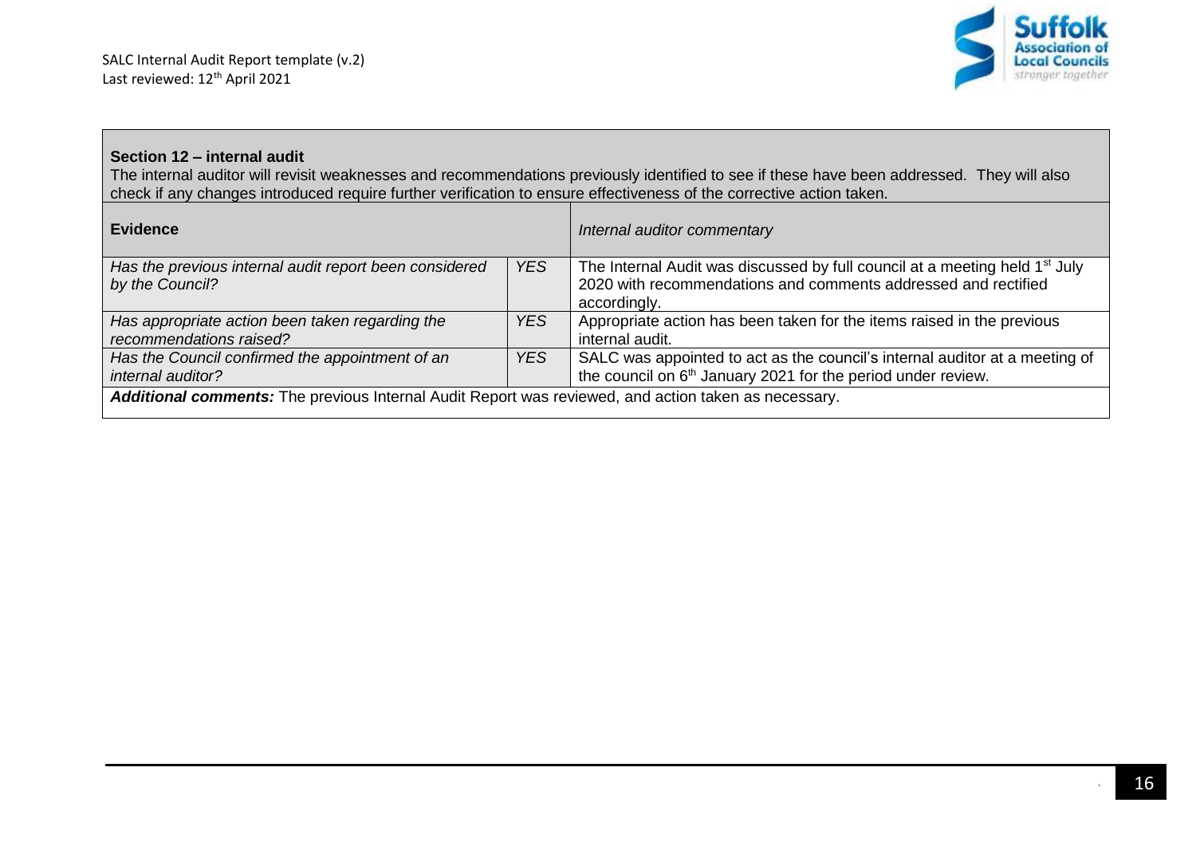**Section 12 – internal audit**

The internal auditor will revisit weaknesses and recommendations previously identified to see if these have been addressed. They will also check if any changes introduced require further verification to ensure effectiveness of the corrective action taken.

| **Evidence** | | *Internal auditor commentary* |
|---|---|---|
| *Has the previous internal audit report been considered by the Council?* | *YES* | The Internal Audit was discussed by full council at a meeting held 1st July 2020 with recommendations and comments addressed and rectified accordingly. |
| *Has appropriate action been taken regarding the recommendations raised?* | *YES* | Appropriate action has been taken for the items raised in the previous internal audit. |
| *Has the Council confirmed the appointment of an internal auditor?* | *YES* | SALC was appointed to act as the council's internal auditor at a meeting of the council on 6th January 2021 for the period under review. |

***Additional comments:*** The previous Internal Audit Report was reviewed, and action taken as necessary.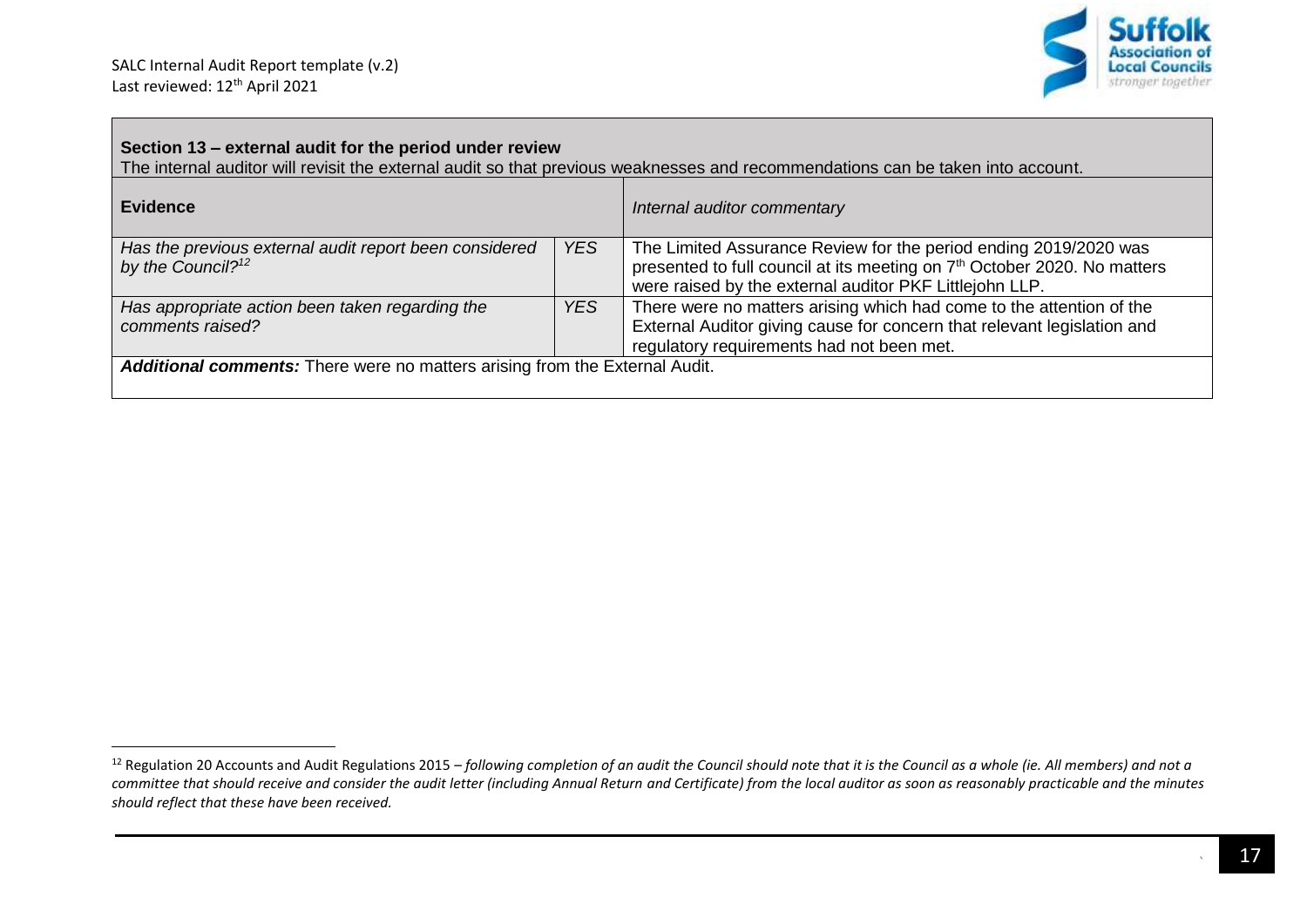| **Section 13 – external audit for the period under review**<br>The internal auditor will revisit the external audit so that previous weaknesses and recommendations can be taken into account. | | |
|---|---|---|
| **Evidence** | | *Internal auditor commentary* |
| *Has the previous external audit report been considered by the Council?*[12] | *YES* | The Limited Assurance Review for the period ending 2019/2020 was presented to full council at its meeting on 7th October 2020. No matters were raised by the external auditor PKF Littlejohn LLP. |
| *Has appropriate action been taken regarding the comments raised?* | *YES* | There were no matters arising which had come to the attention of the External Auditor giving cause for concern that relevant legislation and regulatory requirements had not been met. |
| ***Additional comments:*** There were no matters arising from the External Audit. | | |

[12] Regulation 20 Accounts and Audit Regulations 2015 – *following completion of an audit the Council should note that it is the Council as a whole (ie. All members) and not a committee that should receive and consider the audit letter (including Annual Return and Certificate) from the local auditor as soon as reasonably practicable and the minutes should reflect that these have been received.*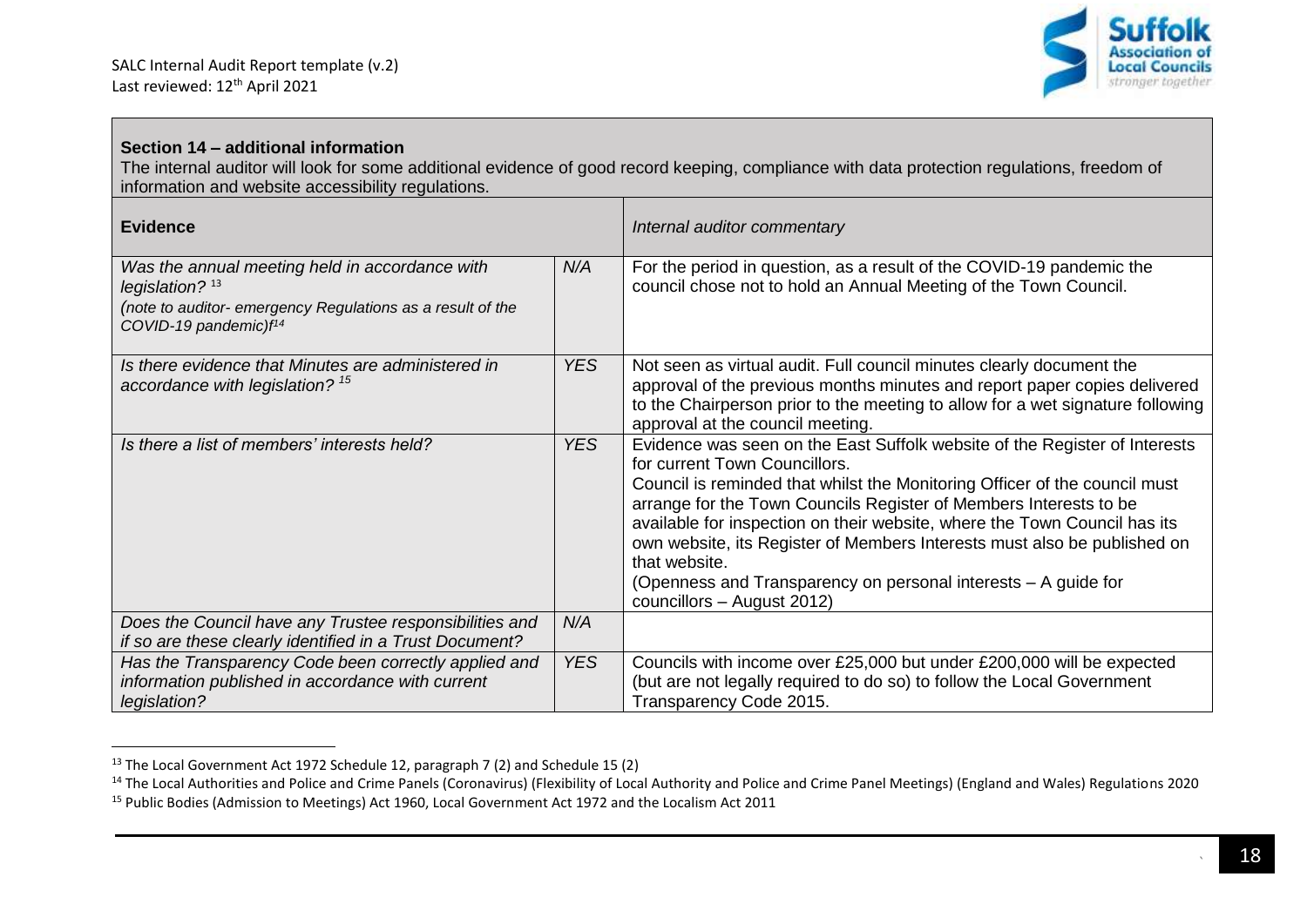**Section 14 – additional information**

The internal auditor will look for some additional evidence of good record keeping, compliance with data protection regulations, freedom of information and website accessibility regulations.

| **Evidence** | | *Internal auditor commentary* |
|---|---|---|
| *Was the annual meeting held in accordance with legislation?* [13] *(note to auditor- emergency Regulations as a result of the COVID-19 pandemic)f*[14] | *N/A* | For the period in question, as a result of the COVID-19 pandemic the council chose not to hold an Annual Meeting of the Town Council. |
| *Is there evidence that Minutes are administered in accordance with legislation?* [15] | *YES* | Not seen as virtual audit. Full council minutes clearly document the approval of the previous months minutes and report paper copies delivered to the Chairperson prior to the meeting to allow for a wet signature following approval at the council meeting. |
| *Is there a list of members' interests held?* | *YES* | Evidence was seen on the East Suffolk website of the Register of Interests for current Town Councillors.<br>Council is reminded that whilst the Monitoring Officer of the council must arrange for the Town Councils Register of Members Interests to be available for inspection on their website, where the Town Council has its own website, its Register of Members Interests must also be published on that website.<br>(Openness and Transparency on personal interests – A guide for councillors – August 2012) |
| *Does the Council have any Trustee responsibilities and if so are these clearly identified in a Trust Document?* | *N/A* | |
| *Has the Transparency Code been correctly applied and information published in accordance with current legislation?* | *YES* | Councils with income over £25,000 but under £200,000 will be expected (but are not legally required to do so) to follow the Local Government Transparency Code 2015. |

[13] The Local Government Act 1972 Schedule 12, paragraph 7 (2) and Schedule 15 (2)

[14] The Local Authorities and Police and Crime Panels (Coronavirus) (Flexibility of Local Authority and Police and Crime Panel Meetings) (England and Wales) Regulations 2020

[15] Public Bodies (Admission to Meetings) Act 1960, Local Government Act 1972 and the Localism Act 2011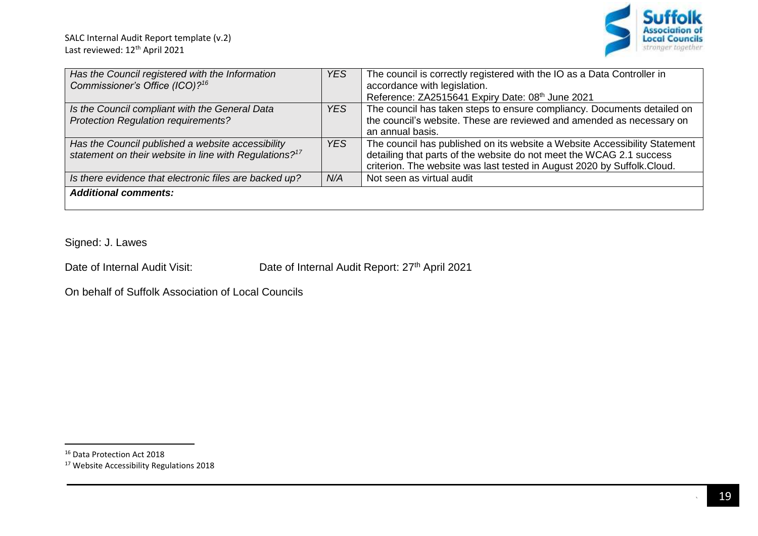| | | |
|---|---|---|
| *Has the Council registered with the Information Commissioner's Office (ICO)?*[16] | *YES* | The council is correctly registered with the IO as a Data Controller in accordance with legislation. Reference: ZA2515641 Expiry Date: 08th June 2021 |
| *Is the Council compliant with the General Data Protection Regulation requirements?* | *YES* | The council has taken steps to ensure compliancy. Documents detailed on the council's website. These are reviewed and amended as necessary on an annual basis. |
| *Has the Council published a website accessibility statement on their website in line with Regulations?*[17] | *YES* | The council has published on its website a Website Accessibility Statement detailing that parts of the website do not meet the WCAG 2.1 success criterion. The website was last tested in August 2020 by Suffolk.Cloud. |
| *Is there evidence that electronic files are backed up?* | *N/A* | Not seen as virtual audit |
| ***Additional comments:*** | | |

Signed: J. Lawes

Date of Internal Audit Visit: Date of Internal Audit Report: 27th April 2021

On behalf of Suffolk Association of Local Councils

---

[16] Data Protection Act 2018

[17] Website Accessibility Regulations 2018